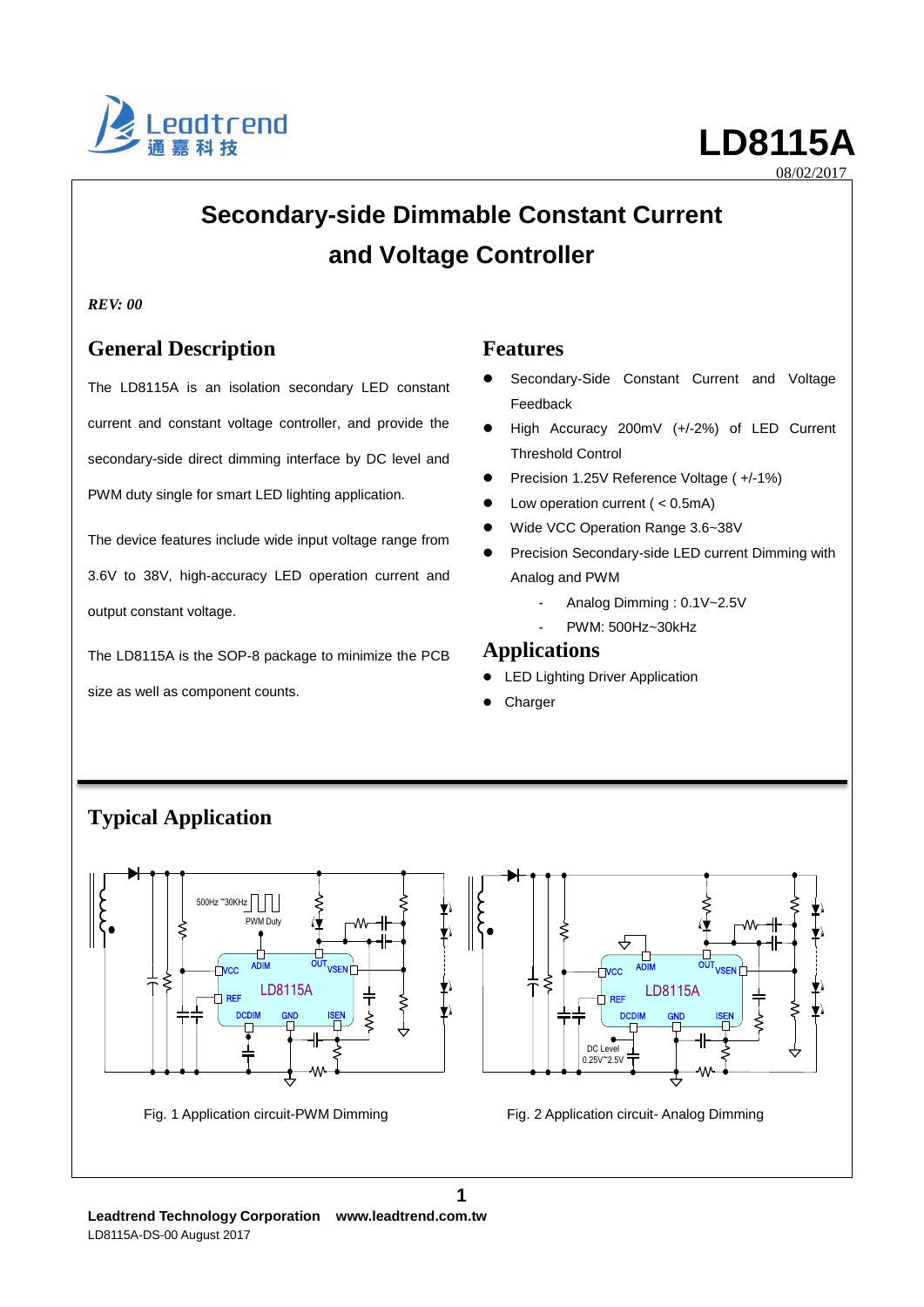# LD8115A

08/02/2017

# Secondary-side Dimmable Constant Current and Voltage Controller

***REV: 00***

## General Description

The LD8115A is an isolation secondary LED constant current and constant voltage controller, and provide the secondary-side direct dimming interface by DC level and PWM duty single for smart LED lighting application.

The device features include wide input voltage range from 3.6V to 38V, high-accuracy LED operation current and output constant voltage.

The LD8115A is the SOP-8 package to minimize the PCB size as well as component counts.

## Features

- Secondary-Side Constant Current and Voltage Feedback
- High Accuracy 200mV (+/-2%) of LED Current Threshold Control
- Precision 1.25V Reference Voltage ( +/-1%)
- Low operation current ( < 0.5mA)
- Wide VCC Operation Range 3.6~38V
- Precision Secondary-side LED current Dimming with Analog and PWM
  - Analog Dimming : 0.1V~2.5V
  - PWM: 500Hz~30kHz

## Applications

- LED Lighting Driver Application
- Charger

## Typical Application

Fig. 1 Application circuit-PWM Dimming

Fig. 2 Application circuit- Analog Dimming

**Leadtrend Technology Corporation www.leadtrend.com.tw**

LD8115A-DS-00 August 2017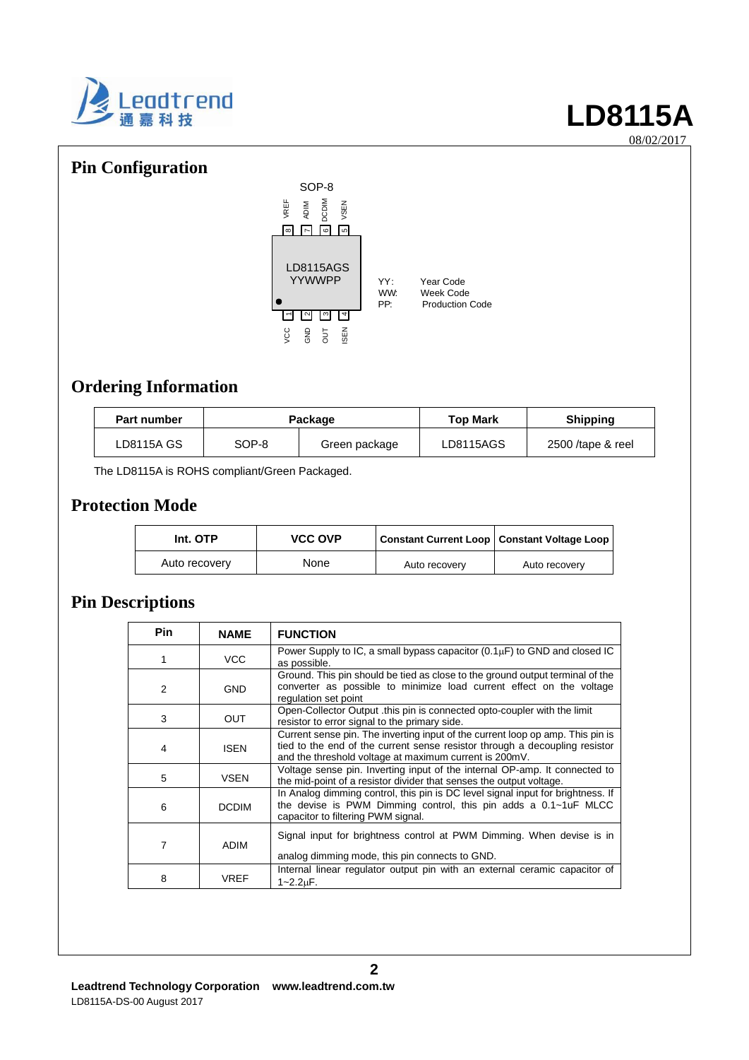## Pin Configuration

SOP-8

| Pin | 8 | 7 | 6 | 5 |
|---|---|---|---|---|
| Name | VREF | ADIM | DCDIM | VSEN |

LD8115AGS
YYWWPP

| Pin | 1 | 2 | 3 | 4 |
|---|---|---|---|---|
| Name | VCC | GND | OUT | ISEN |

YY: Year Code
WW: Week Code
PP: Production Code

## Ordering Information

| Part number | Package | | Top Mark | Shipping |
|---|---|---|---|---|
| LD8115A GS | SOP-8 | Green package | LD8115AGS | 2500 /tape & reel |

The LD8115A is ROHS compliant/Green Packaged.

## Protection Mode

| Int. OTP | VCC OVP | Constant Current Loop | Constant Voltage Loop |
|---|---|---|---|
| Auto recovery | None | Auto recovery | Auto recovery |

## Pin Descriptions

| Pin | NAME | FUNCTION |
|---|---|---|
| 1 | VCC | Power Supply to IC, a small bypass capacitor (0.1μF) to GND and closed IC as possible. |
| 2 | GND | Ground. This pin should be tied as close to the ground output terminal of the converter as possible to minimize load current effect on the voltage regulation set point |
| 3 | OUT | Open-Collector Output .this pin is connected opto-coupler with the limit resistor to error signal to the primary side. |
| 4 | ISEN | Current sense pin. The inverting input of the current loop op amp. This pin is tied to the end of the current sense resistor through a decoupling resistor and the threshold voltage at maximum current is 200mV. |
| 5 | VSEN | Voltage sense pin. Inverting input of the internal OP-amp. It connected to the mid-point of a resistor divider that senses the output voltage. |
| 6 | DCDIM | In Analog dimming control, this pin is DC level signal input for brightness. If the devise is PWM Dimming control, this pin adds a 0.1~1uF MLCC capacitor to filtering PWM signal. |
| 7 | ADIM | Signal input for brightness control at PWM Dimming. When devise is in analog dimming mode, this pin connects to GND. |
| 8 | VREF | Internal linear regulator output pin with an external ceramic capacitor of 1~2.2μF. |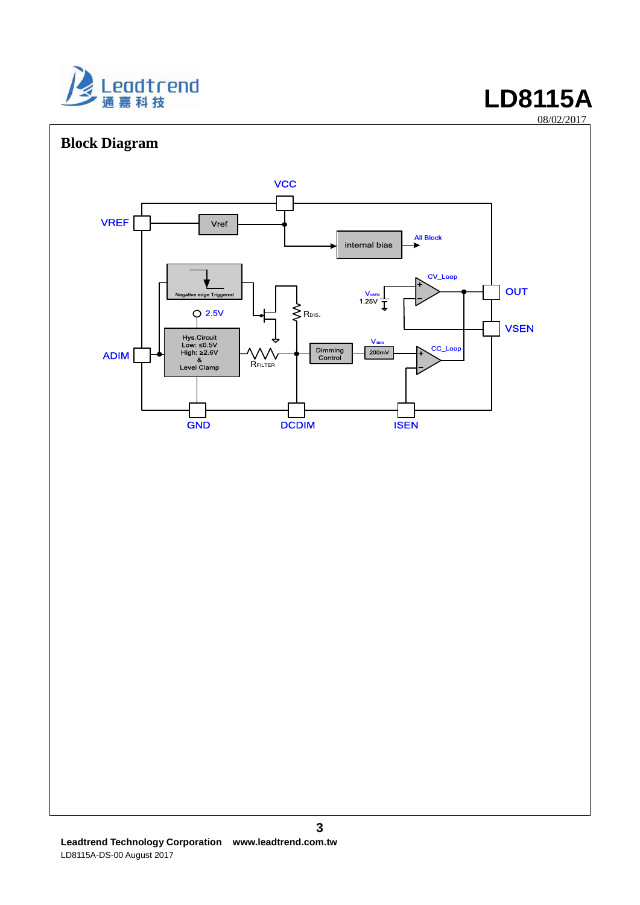## Block Diagram

VCC

VREF

Vref

internal bias

All Block

Negative edge Triggered

CV_Loop

$V_{VSEN}$

1.25V

OUT

$R_{DIS.}$

2.5V

VSEN

Hys.Circuit
Low: ≤0.5V
High: ≥2.6V
&
Level Clamp

$V_{ISEN}$

ADIM

Dimming Control

200mV

CC_Loop

$R_{FILTER}$

GND

DCDIM

ISEN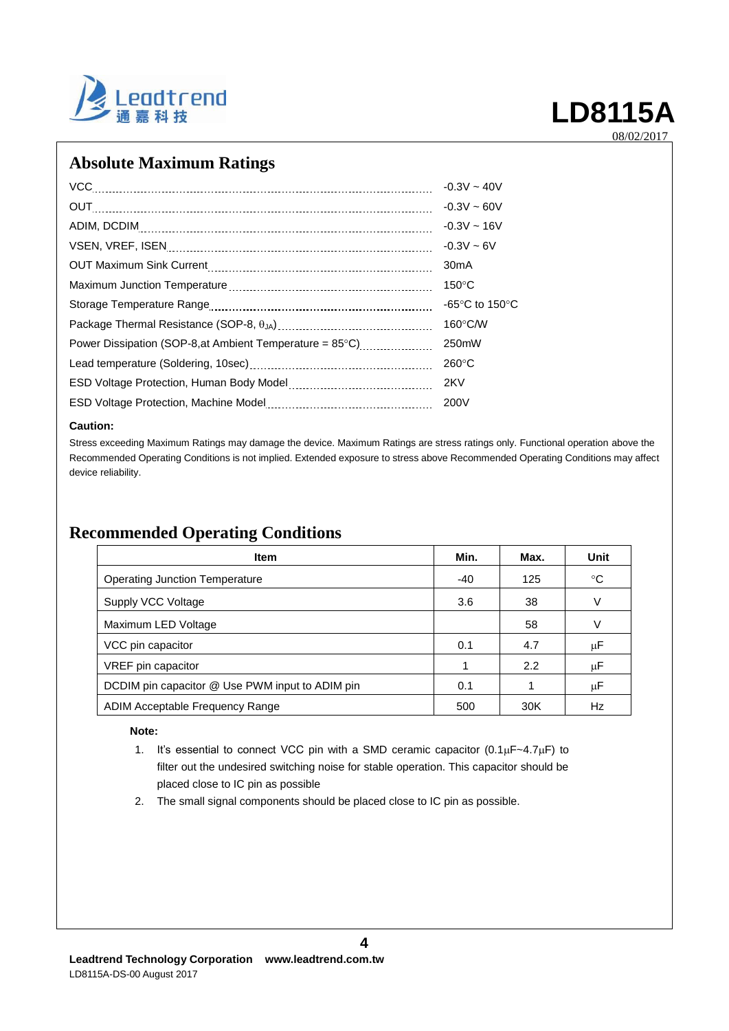## Absolute Maximum Ratings

| Parameter | Rating |
|---|---|
| VCC | -0.3V ~ 40V |
| OUT | -0.3V ~ 60V |
| ADIM, DCDIM | -0.3V ~ 16V |
| VSEN, VREF, ISEN | -0.3V ~ 6V |
| OUT Maximum Sink Current | 30mA |
| Maximum Junction Temperature | 150°C |
| Storage Temperature Range | -65°C to 150°C |
| Package Thermal Resistance (SOP-8, $\theta_{JA}$) | 160°C/W |
| Power Dissipation (SOP-8,at Ambient Temperature = 85°C) | 250mW |
| Lead temperature (Soldering, 10sec) | 260°C |
| ESD Voltage Protection, Human Body Model | 2KV |
| ESD Voltage Protection, Machine Model | 200V |

**Caution:**

Stress exceeding Maximum Ratings may damage the device. Maximum Ratings are stress ratings only. Functional operation above the Recommended Operating Conditions is not implied. Extended exposure to stress above Recommended Operating Conditions may affect device reliability.

## Recommended Operating Conditions

| Item | Min. | Max. | Unit |
|---|---|---|---|
| Operating Junction Temperature | -40 | 125 | °C |
| Supply VCC Voltage | 3.6 | 38 | V |
| Maximum LED Voltage | | 58 | V |
| VCC pin capacitor | 0.1 | 4.7 | μF |
| VREF pin capacitor | 1 | 2.2 | μF |
| DCDIM pin capacitor @ Use PWM input to ADIM pin | 0.1 | 1 | μF |
| ADIM Acceptable Frequency Range | 500 | 30K | Hz |

**Note:**

1. It's essential to connect VCC pin with a SMD ceramic capacitor (0.1μF~4.7μF) to filter out the undesired switching noise for stable operation. This capacitor should be placed close to IC pin as possible
2. The small signal components should be placed close to IC pin as possible.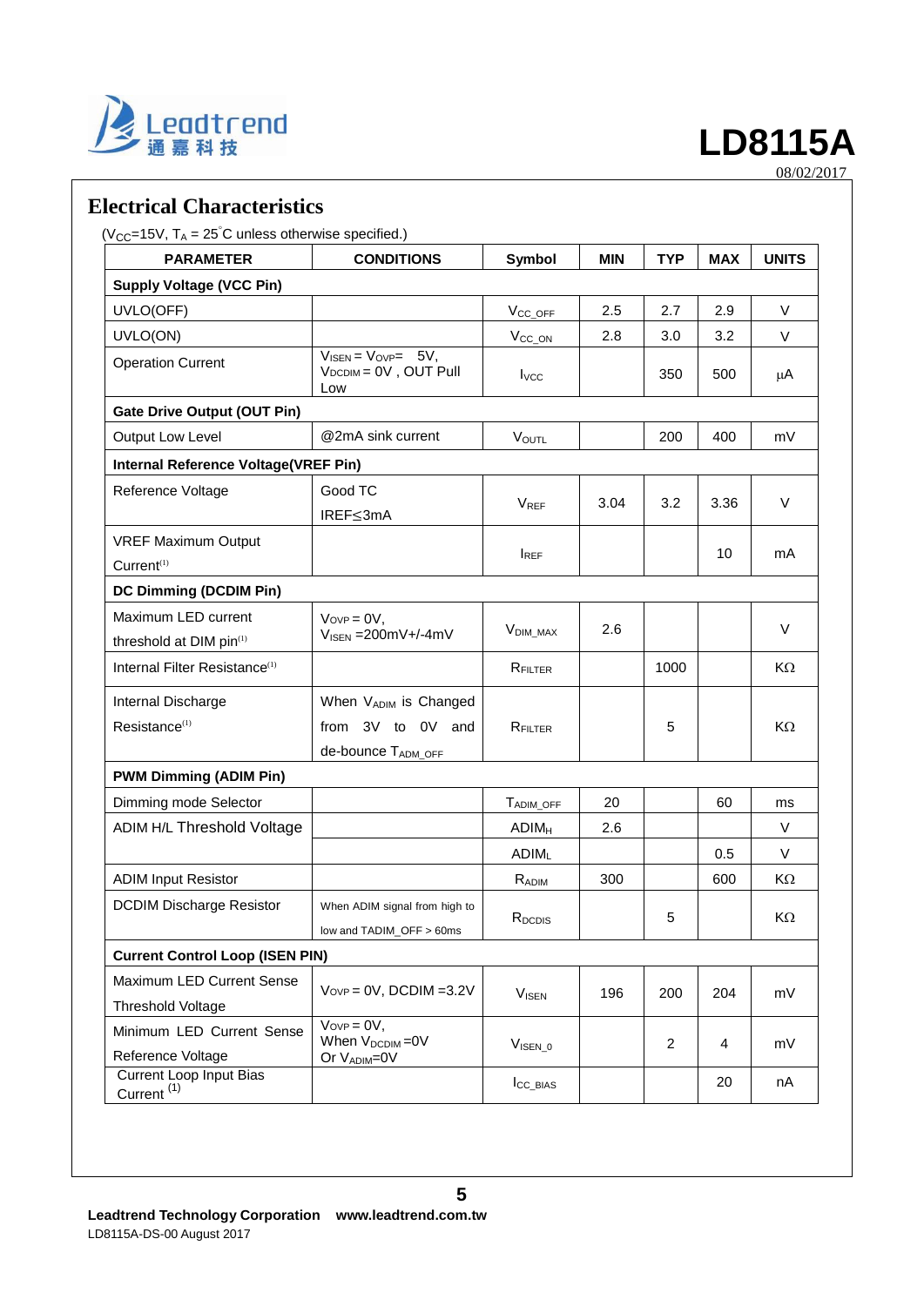## Electrical Characteristics

($V_{CC}$=15V, $T_A$ = 25°C unless otherwise specified.)

| PARAMETER | CONDITIONS | Symbol | MIN | TYP | MAX | UNITS |
|---|---|---|---|---|---|---|
| **Supply Voltage (VCC Pin)** | | | | | | |
| UVLO(OFF) | | $V_{CC\_OFF}$ | 2.5 | 2.7 | 2.9 | V |
| UVLO(ON) | | $V_{CC\_ON}$ | 2.8 | 3.0 | 3.2 | V |
| Operation Current | $V_{ISEN}$ = $V_{OVP}$= 5V, $V_{DCDIM}$ = 0V , OUT Pull Low | $I_{VCC}$ | | 350 | 500 | μA |
| **Gate Drive Output (OUT Pin)** | | | | | | |
| Output Low Level | @2mA sink current | $V_{OUTL}$ | | 200 | 400 | mV |
| **Internal Reference Voltage(VREF Pin)** | | | | | | |
| Reference Voltage | Good TC IREF≦3mA | $V_{REF}$ | 3.04 | 3.2 | 3.36 | V |
| VREF Maximum Output Current(1) | | $I_{REF}$ | | | 10 | mA |
| **DC Dimming (DCDIM Pin)** | | | | | | |
| Maximum LED current threshold at DIM pin(1) | $V_{OVP}$ = 0V, $V_{ISEN}$ =200mV+/-4mV | $V_{DIM\_MAX}$ | 2.6 | | | V |
| Internal Filter Resistance(1) | | $R_{FILTER}$ | | 1000 | | KΩ |
| Internal Discharge Resistance(1) | When $V_{ADIM}$ is Changed from 3V to 0V and de-bounce $T_{ADM\_OFF}$ | $R_{FILTER}$ | | 5 | | KΩ |
| **PWM Dimming (ADIM Pin)** | | | | | | |
| Dimming mode Selector | | $T_{ADIM\_OFF}$ | 20 | | 60 | ms |
| ADIM H/L Threshold Voltage | | $ADIM_H$ | 2.6 | | | V |
| | | $ADIM_L$ | | | 0.5 | V |
| ADIM Input Resistor | | $R_{ADIM}$ | 300 | | 600 | KΩ |
| DCDIM Discharge Resistor | When ADIM signal from high to low and TADIM_OFF > 60ms | $R_{DCDIS}$ | | 5 | | KΩ |
| **Current Control Loop (ISEN PIN)** | | | | | | |
| Maximum LED Current Sense Threshold Voltage | $V_{OVP}$ = 0V, DCDIM =3.2V | $V_{ISEN}$ | 196 | 200 | 204 | mV |
| Minimum LED Current Sense Reference Voltage | $V_{OVP}$ = 0V, When $V_{DCDIM}$ =0V Or $V_{ADIM}$=0V | $V_{ISEN\_0}$ | | 2 | 4 | mV |
| Current Loop Input Bias Current (1) | | $I_{CC\_BIAS}$ | | | 20 | nA |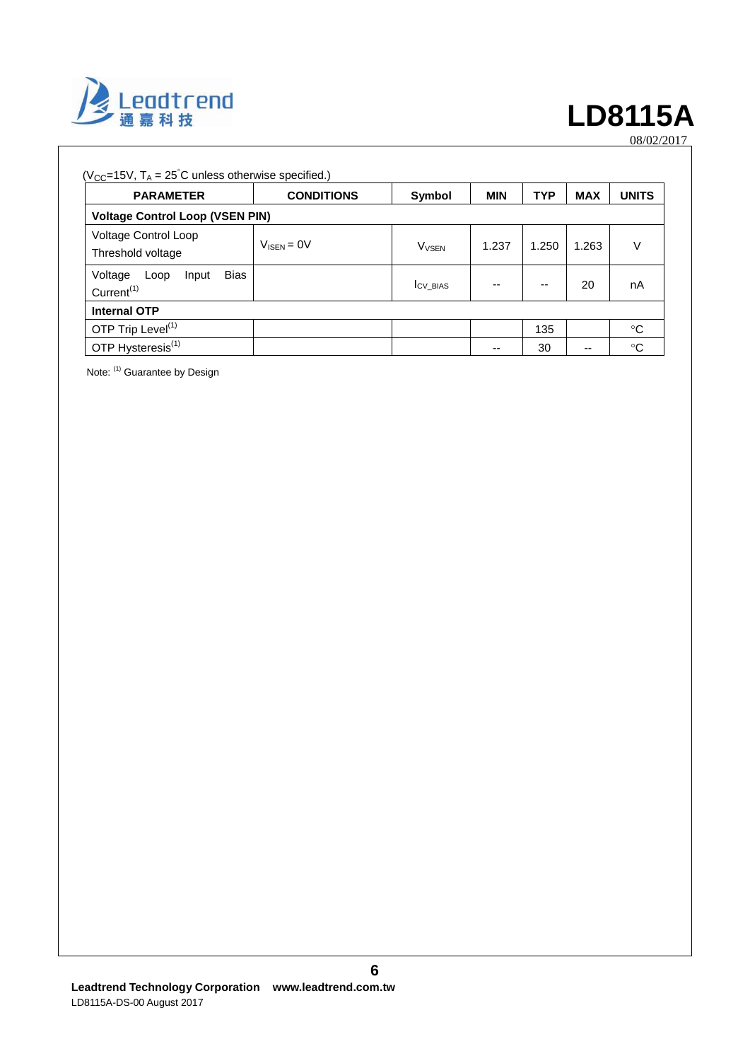($V_{CC}$=15V, $T_A$ = 25°C unless otherwise specified.)

| PARAMETER | CONDITIONS | Symbol | MIN | TYP | MAX | UNITS |
|---|---|---|---|---|---|---|
| **Voltage Control Loop (VSEN PIN)** | | | | | | |
| Voltage Control Loop Threshold voltage | $V_{ISEN}$ = 0V | $V_{VSEN}$ | 1.237 | 1.250 | 1.263 | V |
| Voltage Loop Input Bias Current[1] | | $I_{CV\_BIAS}$ | -- | -- | 20 | nA |
| **Internal OTP** | | | | | | |
| OTP Trip Level[1] | | | | 135 | | °C |
| OTP Hysteresis[1] | | | -- | 30 | -- | °C |

Note: [1] Guarantee by Design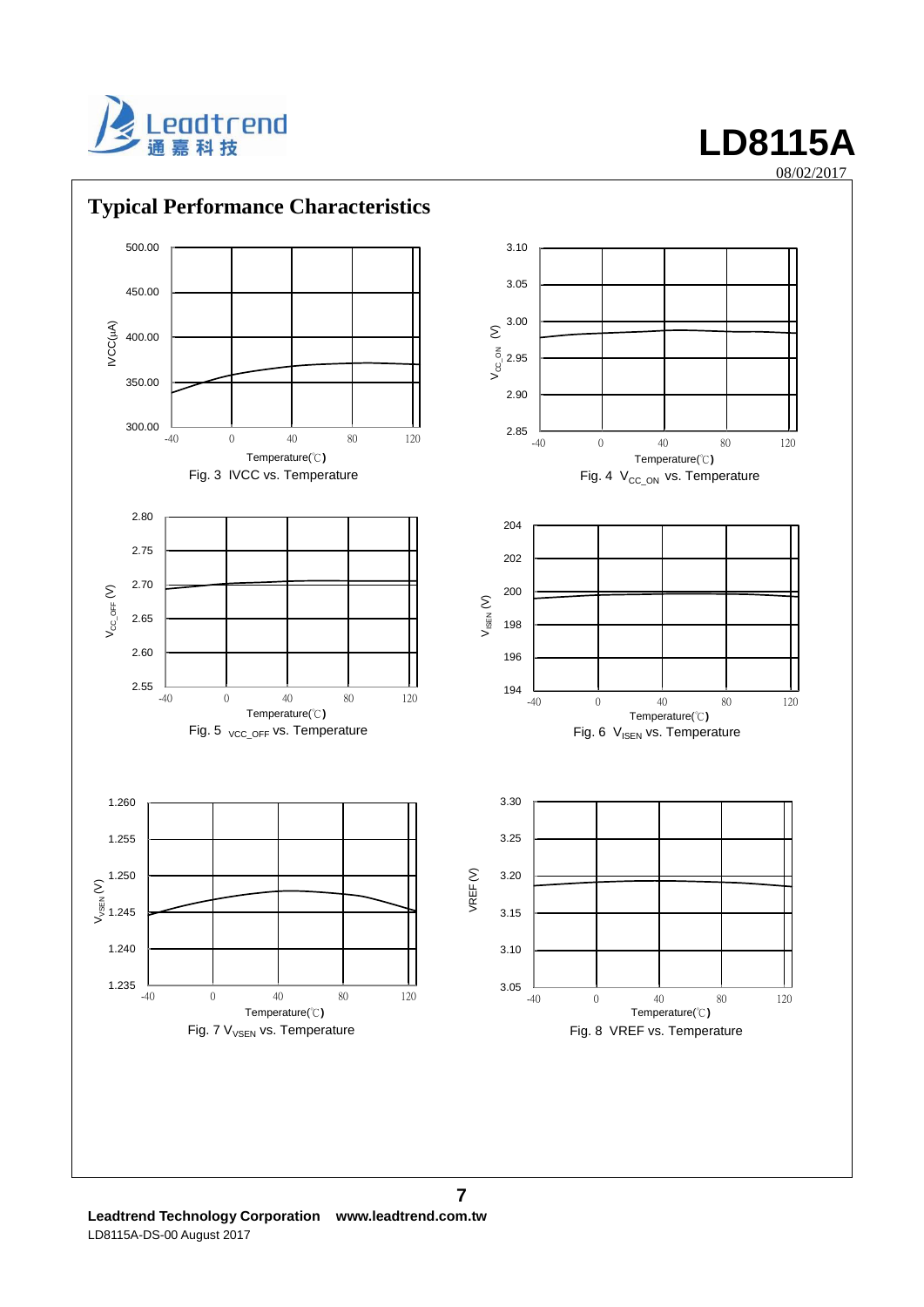## Typical Performance Characteristics

Fig. 3 IVCC vs. Temperature

Fig. 4 $V_{CC\_ON}$ vs. Temperature

Fig. 5 $V_{CC\_OFF}$ vs. Temperature

Fig. 6 $V_{ISEN}$ vs. Temperature

Fig. 7 $V_{VSEN}$ vs. Temperature

Fig. 8 VREF vs. Temperature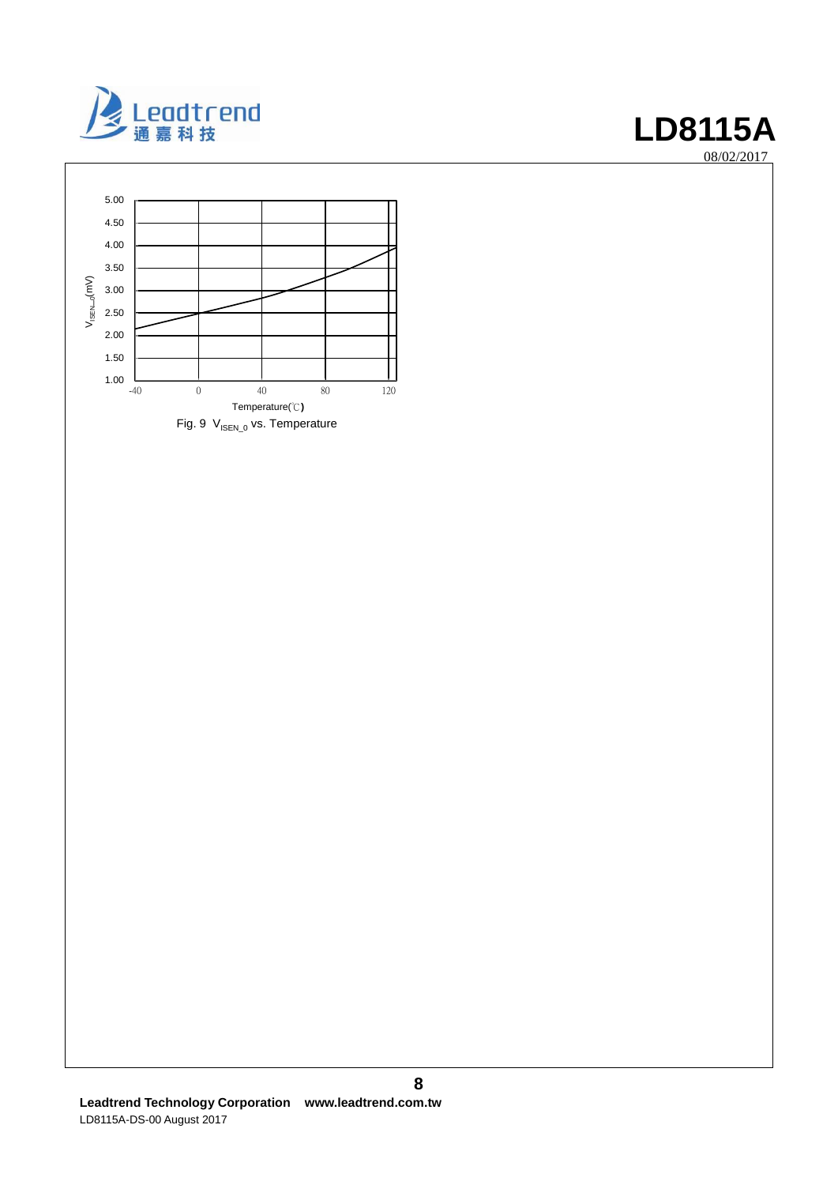Fig. 9 $V_{ISEN\_0}$ vs. Temperature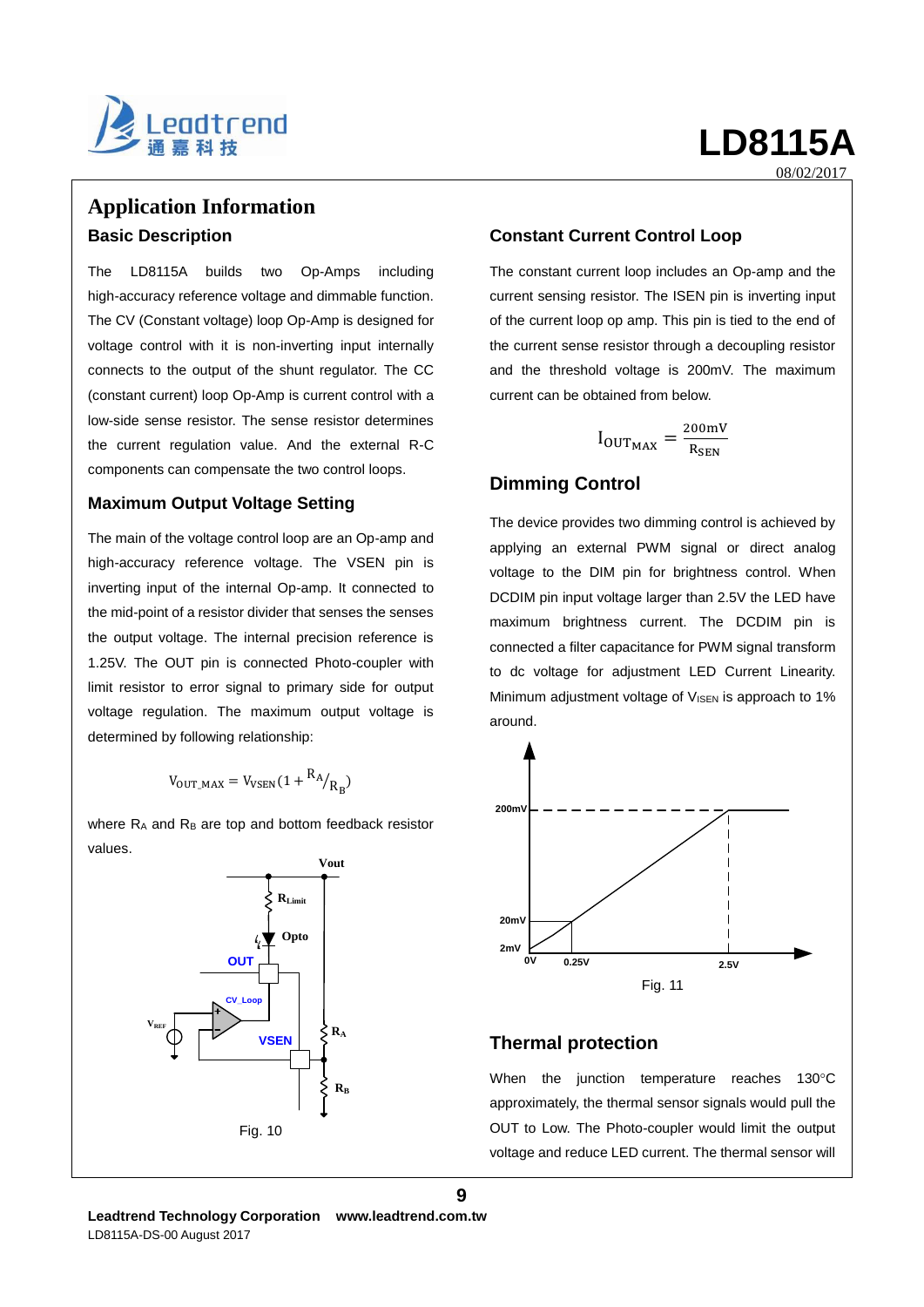# Application Information

## Basic Description

The LD8115A builds two Op-Amps including high-accuracy reference voltage and dimmable function. The CV (Constant voltage) loop Op-Amp is designed for voltage control with it is non-inverting input internally connects to the output of the shunt regulator. The CC (constant current) loop Op-Amp is current control with a low-side sense resistor. The sense resistor determines the current regulation value. And the external R-C components can compensate the two control loops.

## Maximum Output Voltage Setting

The main of the voltage control loop are an Op-amp and high-accuracy reference voltage. The VSEN pin is inverting input of the internal Op-amp. It connected to the mid-point of a resistor divider that senses the senses the output voltage. The internal precision reference is 1.25V. The OUT pin is connected Photo-coupler with limit resistor to error signal to primary side for output voltage regulation. The maximum output voltage is determined by following relationship:

$$V_{OUT\_MAX} = V_{VSEN}(1 + R_A/R_B)$$

where $R_A$ and $R_B$ are top and bottom feedback resistor values.

Fig. 10

## Constant Current Control Loop

The constant current loop includes an Op-amp and the current sensing resistor. The ISEN pin is inverting input of the current loop op amp. This pin is tied to the end of the current sense resistor through a decoupling resistor and the threshold voltage is 200mV. The maximum current can be obtained from below.

$$I_{OUT_{MAX}} = \frac{200mV}{R_{SEN}}$$

## Dimming Control

The device provides two dimming control is achieved by applying an external PWM signal or direct analog voltage to the DIM pin for brightness control. When DCDIM pin input voltage larger than 2.5V the LED have maximum brightness current. The DCDIM pin is connected a filter capacitance for PWM signal transform to dc voltage for adjustment LED Current Linearity. Minimum adjustment voltage of $V_{ISEN}$ is approach to 1% around.

Fig. 11

## Thermal protection

When the junction temperature reaches 130°C approximately, the thermal sensor signals would pull the OUT to Low. The Photo-coupler would limit the output voltage and reduce LED current. The thermal sensor will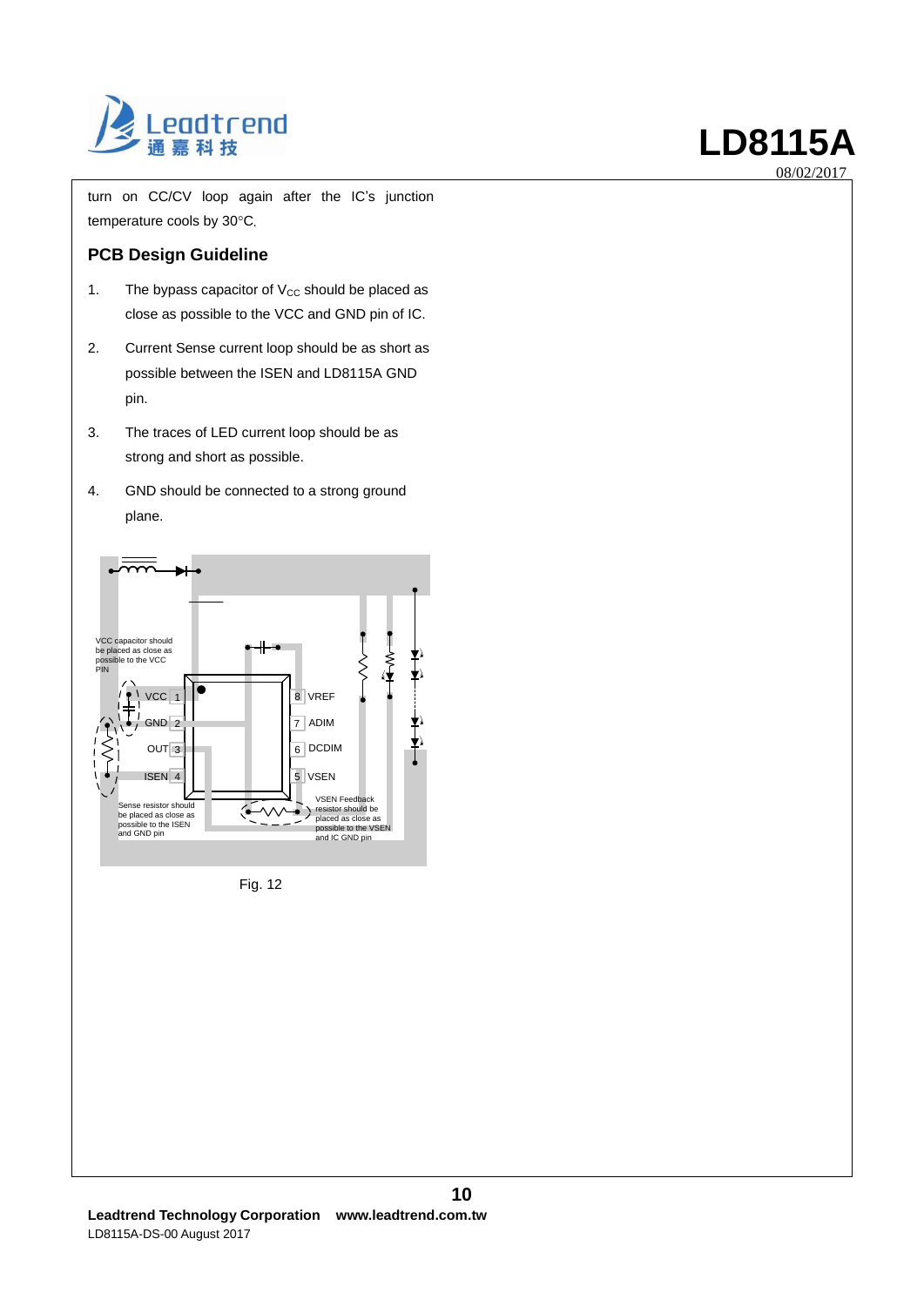turn on CC/CV loop again after the IC's junction temperature cools by 30°C.

### PCB Design Guideline

1. The bypass capacitor of $V_{CC}$ should be placed as close as possible to the VCC and GND pin of IC.
2. Current Sense current loop should be as short as possible between the ISEN and LD8115A GND pin.
3. The traces of LED current loop should be as strong and short as possible.
4. GND should be connected to a strong ground plane.

VCC capacitor should be placed as close as possible to the VCC PIN

VCC 1, GND 2, OUT 3, ISEN 4, 8 VREF, 7 ADIM, 6 DCDIM, 5 VSEN

Sense resistor should be placed as close as possible to the ISEN and GND pin

VSEN Feedback resistor should be placed as close as possible to the VSEN and IC GND pin

Fig. 12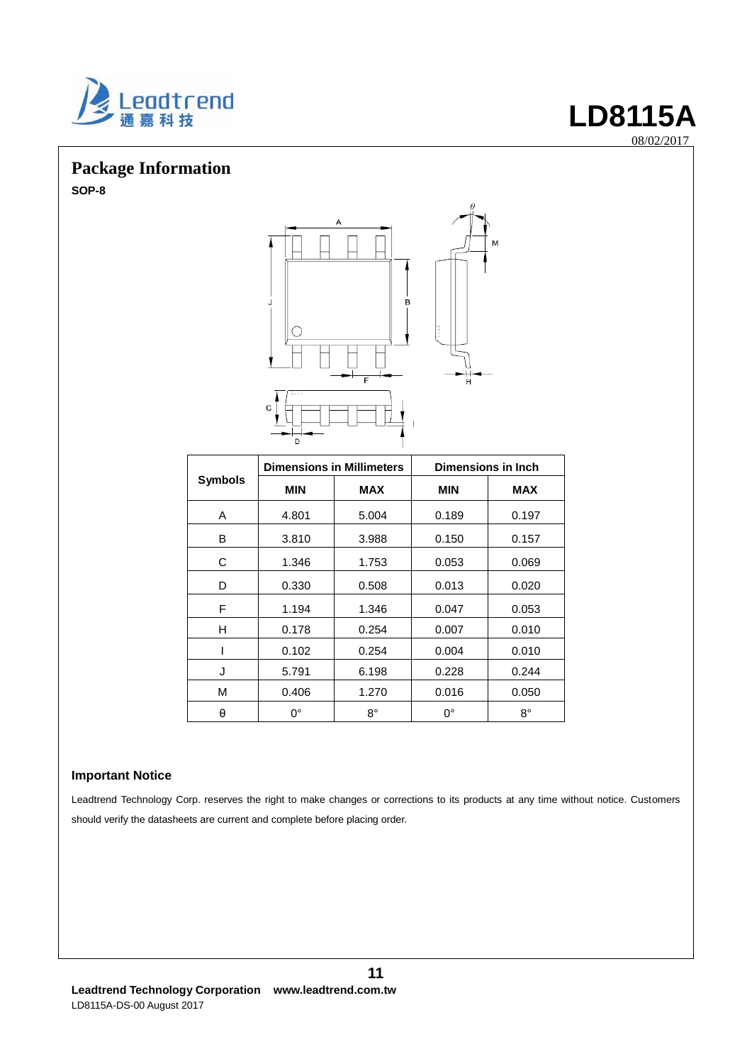## Package Information

**SOP-8**

| Symbols | Dimensions in Millimeters | | Dimensions in Inch | |
|---|---|---|---|---|
| | MIN | MAX | MIN | MAX |
| A | 4.801 | 5.004 | 0.189 | 0.197 |
| B | 3.810 | 3.988 | 0.150 | 0.157 |
| C | 1.346 | 1.753 | 0.053 | 0.069 |
| D | 0.330 | 0.508 | 0.013 | 0.020 |
| F | 1.194 | 1.346 | 0.047 | 0.053 |
| H | 0.178 | 0.254 | 0.007 | 0.010 |
| I | 0.102 | 0.254 | 0.004 | 0.010 |
| J | 5.791 | 6.198 | 0.228 | 0.244 |
| M | 0.406 | 1.270 | 0.016 | 0.050 |
| θ | 0° | 8° | 0° | 8° |

### Important Notice

Leadtrend Technology Corp. reserves the right to make changes or corrections to its products at any time without notice. Customers should verify the datasheets are current and complete before placing order.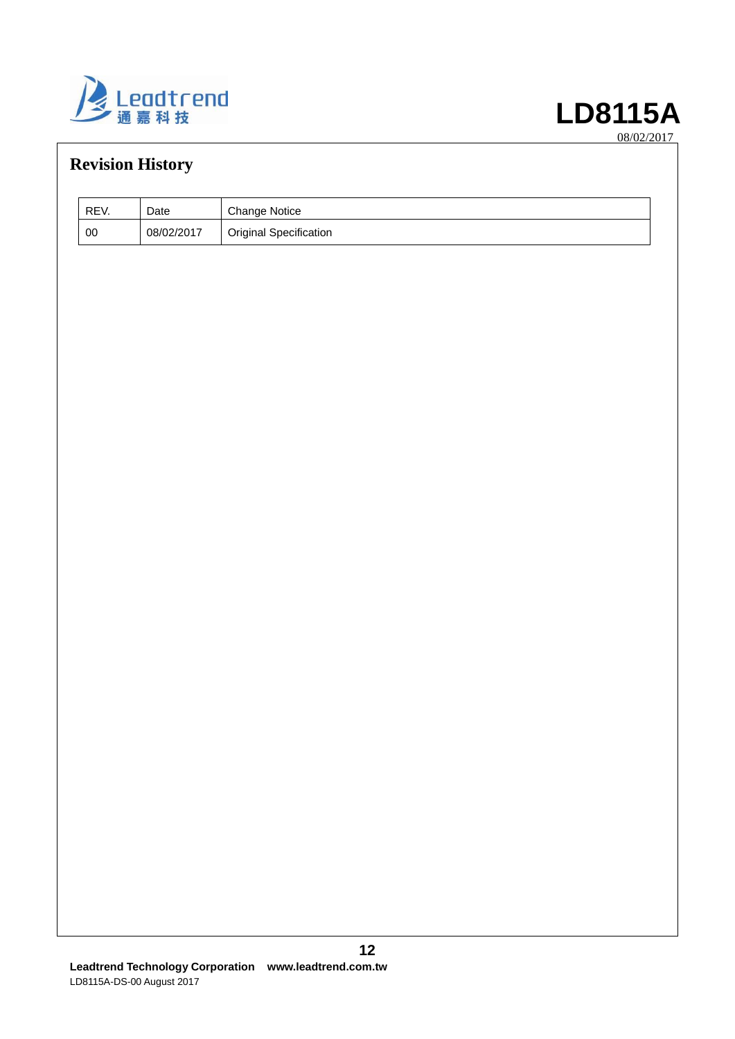## Revision History

| REV. | Date | Change Notice |
|---|---|---|
| 00 | 08/02/2017 | Original Specification |